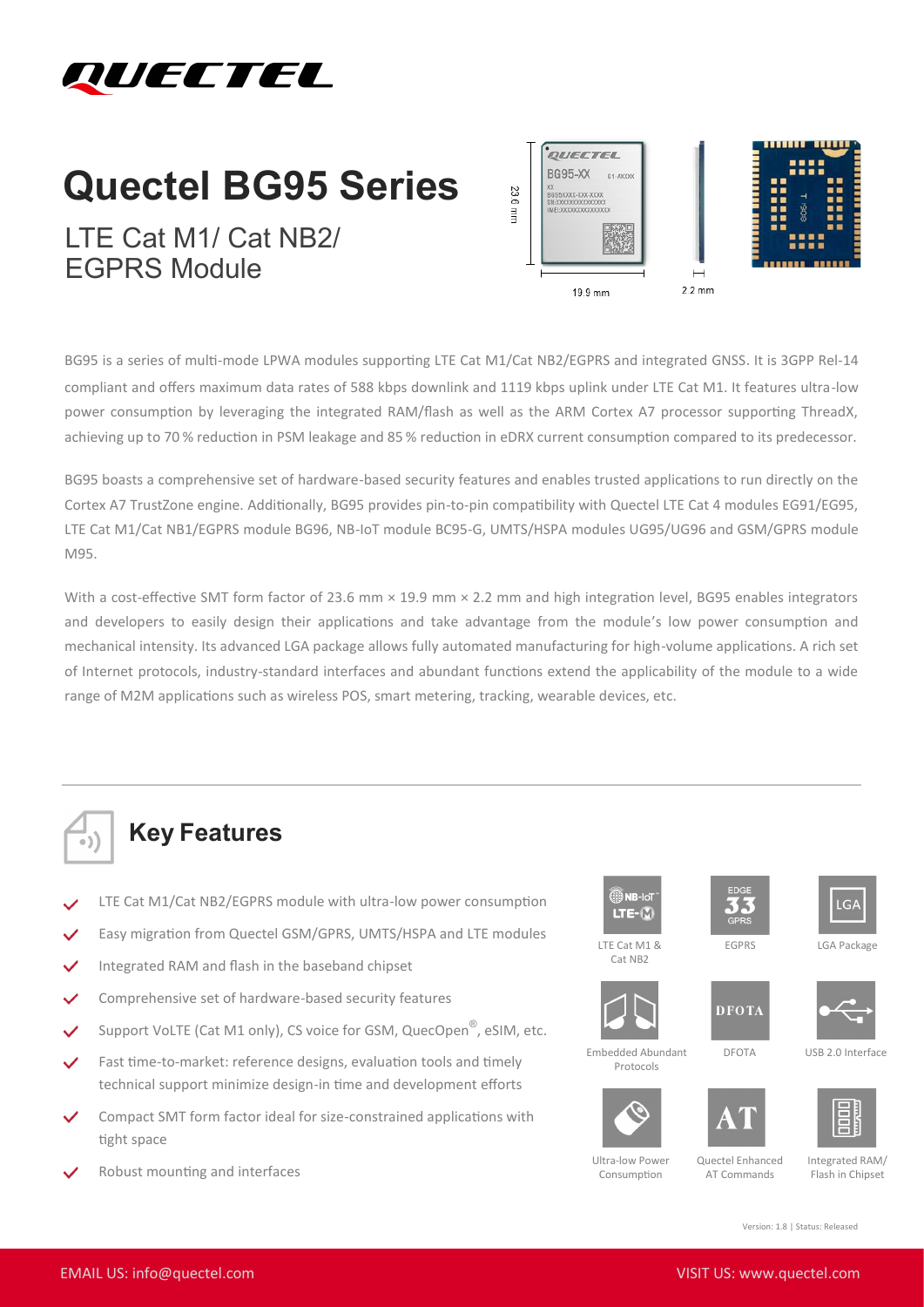# Quectel BG95 Series

## LTE Cat M1/ Cat NB2/ EGPRS Module

BG95 is a series of multi-mode LPWA modules supporting LTE Cat M1/Cat NB2/EGPRS and integrated GNSS. It is 3GPP Rel-14 compliant and offers maximum data rates of 588 kbps downlink and 1119 kbps uplink under LTE Cat M1. It features ultra-low power consumption by leveraging the integrated RAM/flash as well as the ARM Cortex A7 processor supporting ThreadX, achieving up to 70 % reduction in PSM leakage and 85 % reduction in eDRX current consumption compared to its predecessor.

BG95 boasts a comprehensive set of hardware-based security features and enables trusted applications to run directly on the Cortex A7 TrustZone engine. Additionally, BG95 provides pin-to-pin compatibility with Quectel LTE Cat 4 modules EG91/EG95, LTE Cat M1/Cat NB1/EGPRS module BG96, NB-IoT module BC95-G, UMTS/HSPA modules UG95/UG96 and GSM/GPRS module M95.

With a cost-effective SMT form factor of 23.6 mm × 19.9 mm × 2.2 mm and high integration level, BG95 enables integrators and developers to easily design their applications and take advantage from the module's low power consumption and mechanical intensity. Its advanced LGA package allows fully automated manufacturing for high-volume applications. A rich set of Internet protocols, industry-standard interfaces and abundant functions extend the applicability of the module to a wide range of M2M applications such as wireless POS, smart metering, tracking, wearable devices, etc.

## Key Features

- LTE Cat M1/Cat NB2/EGPRS module with ultra-low power consumption
- Easy migration from Quectel GSM/GPRS, UMTS/HSPA and LTE modules
- Integrated RAM and flash in the baseband chipset
- Comprehensive set of hardware-based security features
- Support VoLTE (Cat M1 only), CS voice for GSM, QuecOpen®, eSIM, etc.
- Fast time-to-market: reference designs, evaluation tools and timely technical support minimize design-in time and development efforts
- Compact SMT form factor ideal for size-constrained applications with tight space
- Robust mounting and interfaces

LTE Cat M1 & Cat NB2 | EGPRS | LGA Package

Embedded Abundant Protocols | DFOTA | USB 2.0 Interface

Ultra-low Power Consumption | Quectel Enhanced AT Commands | Integrated RAM/ Flash in Chipset

Version: 1.8 | Status: Released

EMAIL US: info@quectel.com

VISIT US: www.quectel.com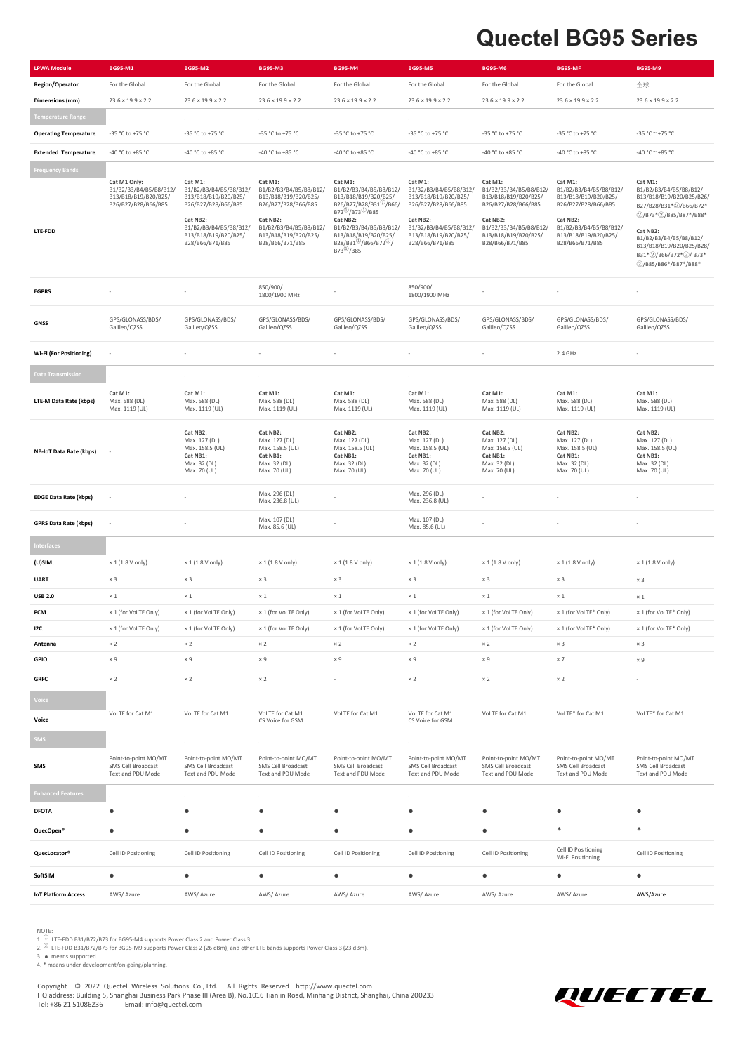# Quectel BG95 Series

| LPWA Module | BG95-M1 | BG95-M2 | BG95-M3 | BG95-M4 | BG95-M5 | BG95-M6 | BG95-MF | BG95-M9 |
|---|---|---|---|---|---|---|---|---|
| Region/Operator | For the Global | For the Global | For the Global | For the Global | For the Global | For the Global | For the Global | 全球 |
| Dimensions (mm) | 23.6 × 19.9 × 2.2 | 23.6 × 19.9 × 2.2 | 23.6 × 19.9 × 2.2 | 23.6 × 19.9 × 2.2 | 23.6 × 19.9 × 2.2 | 23.6 × 19.9 × 2.2 | 23.6 × 19.9 × 2.2 | 23.6 × 19.9 × 2.2 |
| **Temperature Range** | | | | | | | | |
| Operating Temperature | -35 °C to +75 °C | -35 °C to +75 °C | -35 °C to +75 °C | -35 °C to +75 °C | -35 °C to +75 °C | -35 °C to +75 °C | -35 °C to +75 °C | -35 °C ~ +75 °C |
| Extended Temperature | -40 °C to +85 °C | -40 °C to +85 °C | -40 °C to +85 °C | -40 °C to +85 °C | -40 °C to +85 °C | -40 °C to +85 °C | -40 °C to +85 °C | -40 °C ~ +85 °C |
| **Frequency Bands** | | | | | | | | |
| LTE-FDD | **Cat M1 Only:** B1/B2/B3/B4/B5/B8/B12/ B13/B18/B19/B20/B25/ B26/B27/B28/B66/B85 | **Cat M1:** B1/B2/B3/B4/B5/B8/B12/ B13/B18/B19/B20/B25/ B26/B27/B28/B66/B85 **Cat NB2:** B1/B2/B3/B4/B5/B8/B12/ B13/B18/B19/B20/B25/ B28/B66/B71/B85 | **Cat M1:** B1/B2/B3/B4/B5/B8/B12/ B13/B18/B19/B20/B25/ B26/B27/B28/B66/B85 **Cat NB2:** B1/B2/B3/B4/B5/B8/B12/ B13/B18/B19/B20/B25/ B28/B66/B71/B85 | **Cat M1:** B1/B2/B3/B4/B5/B8/B12/ B13/B18/B19/B20/B25/ B26/B27/B28/B31①/B66/ B72①/B73①/B85 **Cat NB2:** B1/B2/B3/B4/B5/B8/B12/ B13/B18/B19/B20/B25/ B28/B31①/B66/B72①/ B73①/B85 | **Cat M1:** B1/B2/B3/B4/B5/B8/B12/ B13/B18/B19/B20/B25/ B26/B27/B28/B66/B85 **Cat NB2:** B1/B2/B3/B4/B5/B8/B12/ B13/B18/B19/B20/B25/ B28/B66/B71/B85 | **Cat M1:** B1/B2/B3/B4/B5/B8/B12/ B13/B18/B19/B20/B25/ B26/B27/B28/B66/B85 **Cat NB2:** B1/B2/B3/B4/B5/B8/B12/ B13/B18/B19/B20/B25/ B28/B66/B71/B85 | **Cat M1:** B1/B2/B3/B4/B5/B8/B12/ B13/B18/B19/B20/B25/ B26/B27/B28/B66/B85 **Cat NB2:** B1/B2/B3/B4/B5/B8/B12/ B13/B18/B19/B20/B25/ B28/B66/B71/B85 | **Cat M1:** B1/B2/B3/B4/B5/B8/B12/ B13/B18/B19/B20/B25/B26/ B27/B28/B31*②/B66/B72* ②/B73*②/B85/B87*/B88* **Cat NB2:** B1/B2/B3/B4/B5/B8/B12/ B13/B18/B19/B20/B25/B28/ B31*②/B66/B72*②/ B73* ②/B85/B86*/B87*/B88* |
| EGPRS | - | - | 850/900/ 1800/1900 MHz | - | 850/900/ 1800/1900 MHz | - | - | - |
| GNSS | GPS/GLONASS/BDS/ Galileo/QZSS | GPS/GLONASS/BDS/ Galileo/QZSS | GPS/GLONASS/BDS/ Galileo/QZSS | GPS/GLONASS/BDS/ Galileo/QZSS | GPS/GLONASS/BDS/ Galileo/QZSS | GPS/GLONASS/BDS/ Galileo/QZSS | GPS/GLONASS/BDS/ Galileo/QZSS | GPS/GLONASS/BDS/ Galileo/QZSS |
| Wi-Fi (For Positioning) | - | - | - | - | - | - | 2.4 GHz | - |
| **Data Transmission** | | | | | | | | |
| LTE-M Data Rate (kbps) | **Cat M1:** Max. 588 (DL) Max. 1119 (UL) | **Cat M1:** Max. 588 (DL) Max. 1119 (UL) | **Cat M1:** Max. 588 (DL) Max. 1119 (UL) | **Cat M1:** Max. 588 (DL) Max. 1119 (UL) | **Cat M1:** Max. 588 (DL) Max. 1119 (UL) | **Cat M1:** Max. 588 (DL) Max. 1119 (UL) | **Cat M1:** Max. 588 (DL) Max. 1119 (UL) | **Cat M1:** Max. 588 (DL) Max. 1119 (UL) |
| NB-IoT Data Rate (kbps) | - | **Cat NB2:** Max. 127 (DL) Max. 158.5 (UL) **Cat NB1:** Max. 32 (DL) Max. 70 (UL) | **Cat NB2:** Max. 127 (DL) Max. 158.5 (UL) **Cat NB1:** Max. 32 (DL) Max. 70 (UL) | **Cat NB2:** Max. 127 (DL) Max. 158.5 (UL) **Cat NB1:** Max. 32 (DL) Max. 70 (UL) | **Cat NB2:** Max. 127 (DL) Max. 158.5 (UL) **Cat NB1:** Max. 32 (DL) Max. 70 (UL) | **Cat NB2:** Max. 127 (DL) Max. 158.5 (UL) **Cat NB1:** Max. 32 (DL) Max. 70 (UL) | **Cat NB2:** Max. 127 (DL) Max. 158.5 (UL) **Cat NB1:** Max. 32 (DL) Max. 70 (UL) | **Cat NB2:** Max. 127 (DL) Max. 158.5 (UL) **Cat NB1:** Max. 32 (DL) Max. 70 (UL) |
| EDGE Data Rate (kbps) | - | - | Max. 296 (DL) Max. 236.8 (UL) | - | Max. 296 (DL) Max. 236.8 (UL) | - | - | - |
| GPRS Data Rate (kbps) | - | - | Max. 107 (DL) Max. 85.6 (UL) | - | Max. 107 (DL) Max. 85.6 (UL) | - | - | - |
| **Interfaces** | | | | | | | | |
| (U)SIM | × 1 (1.8 V only) | × 1 (1.8 V only) | × 1 (1.8 V only) | × 1 (1.8 V only) | × 1 (1.8 V only) | × 1 (1.8 V only) | × 1 (1.8 V only) | × 1 (1.8 V only) |
| UART | × 3 | × 3 | × 3 | × 3 | × 3 | × 3 | × 3 | × 3 |
| USB 2.0 | × 1 | × 1 | × 1 | × 1 | × 1 | × 1 | × 1 | × 1 |
| PCM | × 1 (for VoLTE Only) | × 1 (for VoLTE Only) | × 1 (for VoLTE Only) | × 1 (for VoLTE Only) | × 1 (for VoLTE Only) | × 1 (for VoLTE Only) | × 1 (for VoLTE* Only) | × 1 (for VoLTE* Only) |
| I2C | × 1 (for VoLTE Only) | × 1 (for VoLTE Only) | × 1 (for VoLTE Only) | × 1 (for VoLTE Only) | × 1 (for VoLTE Only) | × 1 (for VoLTE Only) | × 1 (for VoLTE* Only) | × 1 (for VoLTE* Only) |
| Antenna | × 2 | × 2 | × 2 | × 2 | × 2 | × 2 | × 3 | × 3 |
| GPIO | × 9 | × 9 | × 9 | × 9 | × 9 | × 9 | × 7 | × 9 |
| GRFC | × 2 | × 2 | × 2 | - | × 2 | × 2 | × 2 | - |
| **Voice** | | | | | | | | |
| Voice | VoLTE for Cat M1 | VoLTE for Cat M1 | VoLTE for Cat M1 CS Voice for GSM | VoLTE for Cat M1 | VoLTE for Cat M1 CS Voice for GSM | VoLTE for Cat M1 | VoLTE* for Cat M1 | VoLTE* for Cat M1 |
| **SMS** | | | | | | | | |
| SMS | Point-to-point MO/MT SMS Cell Broadcast Text and PDU Mode | Point-to-point MO/MT SMS Cell Broadcast Text and PDU Mode | Point-to-point MO/MT SMS Cell Broadcast Text and PDU Mode | Point-to-point MO/MT SMS Cell Broadcast Text and PDU Mode | Point-to-point MO/MT SMS Cell Broadcast Text and PDU Mode | Point-to-point MO/MT SMS Cell Broadcast Text and PDU Mode | Point-to-point MO/MT SMS Cell Broadcast Text and PDU Mode | Point-to-point MO/MT SMS Cell Broadcast Text and PDU Mode |
| **Enhanced Features** | | | | | | | | |
| DFOTA | ● | ● | ● | ● | ● | ● | ● | ● |
| QuecOpen® | ● | ● | ● | ● | ● | ● | * | * |
| QuecLocator® | Cell ID Positioning | Cell ID Positioning | Cell ID Positioning | Cell ID Positioning | Cell ID Positioning | Cell ID Positioning | Cell ID Positioning Wi-Fi Positioning | Cell ID Positioning |
| SoftSIM | ● | ● | ● | ● | ● | ● | ● | ● |
| IoT Platform Access | AWS/ Azure | AWS/ Azure | AWS/ Azure | AWS/ Azure | AWS/ Azure | AWS/ Azure | AWS/ Azure | AWS/Azure |

NOTE:
1. ① LTE-FDD B31/B72/B73 for BG95-M4 supports Power Class 2 and Power Class 3.
2. ② LTE-FDD B31/B72/B73 for BG95-M9 supports Power Class 2 (26 dBm), and other LTE bands supports Power Class 3 (23 dBm).
3. ● means supported.
4. * means under development/on-going/planning.

Copyright © 2022 Quectel Wireless Solutions Co., Ltd. All Rights Reserved http://www.quectel.com
HQ address: Building 5, Shanghai Business Park Phase III (Area B), No.1016 Tianlin Road, Minhang District, Shanghai, China 200233
Tel: +86 21 51086236 Email: info@quectel.com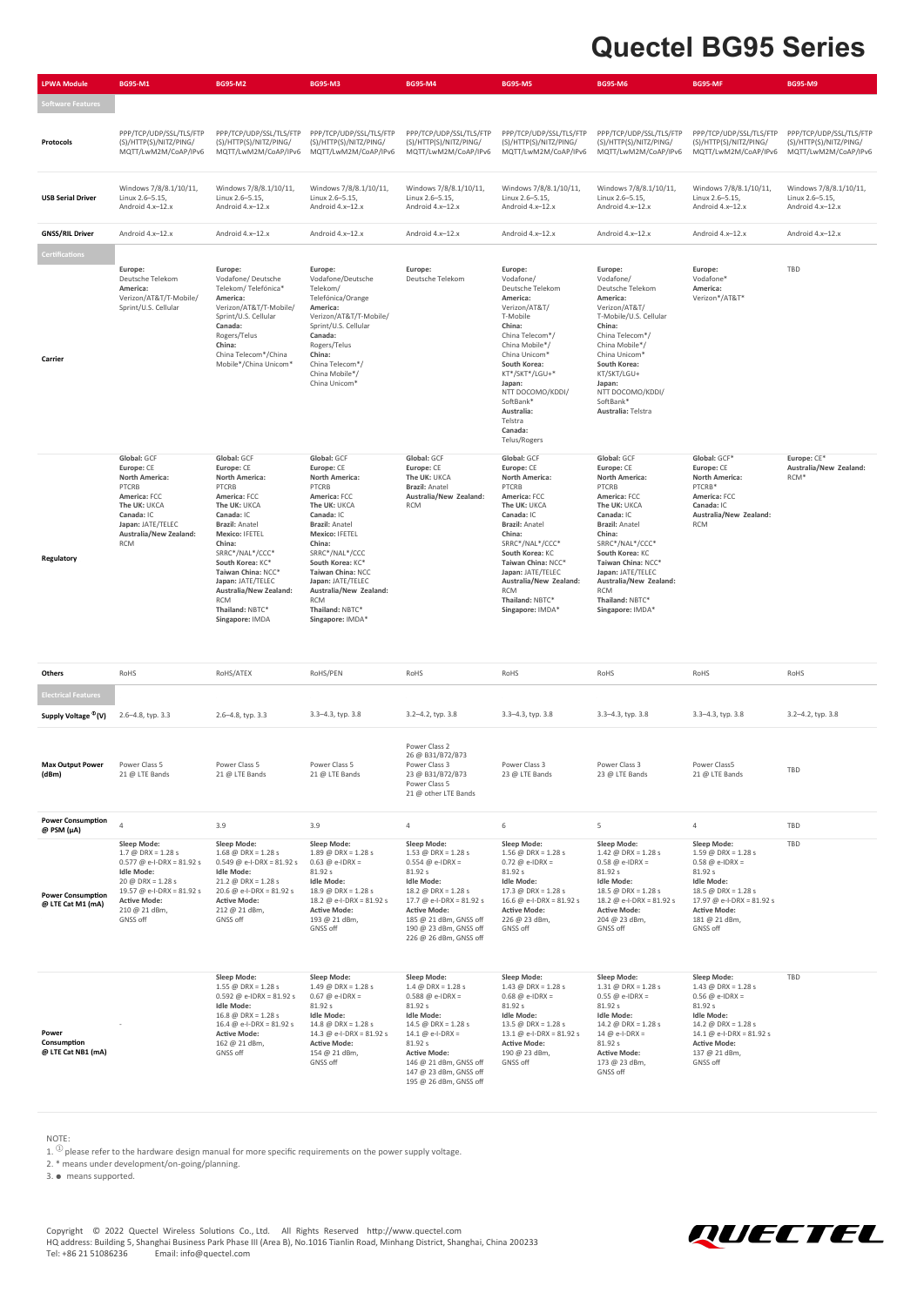# Quectel BG95 Series

| LPWA Module | BG95-M1 | BG95-M2 | BG95-M3 | BG95-M4 | BG95-M5 | BG95-M6 | BG95-MF | BG95-M9 |
|---|---|---|---|---|---|---|---|---|
| **Software Features** | | | | | | | | |
| **Protocols** | PPP/TCP/UDP/SSL/TLS/FTP (S)/HTTP(S)/NITZ/PING/ MQTT/LwM2M/CoAP/IPv6 | PPP/TCP/UDP/SSL/TLS/FTP (S)/HTTP(S)/NITZ/PING/ MQTT/LwM2M/CoAP/IPv6 | PPP/TCP/UDP/SSL/TLS/FTP (S)/HTTP(S)/NITZ/PING/ MQTT/LwM2M/CoAP/IPv6 | PPP/TCP/UDP/SSL/TLS/FTP (S)/HTTP(S)/NITZ/PING/ MQTT/LwM2M/CoAP/IPv6 | PPP/TCP/UDP/SSL/TLS/FTP (S)/HTTP(S)/NITZ/PING/ MQTT/LwM2M/CoAP/IPv6 | PPP/TCP/UDP/SSL/TLS/FTP (S)/HTTP(S)/NITZ/PING/ MQTT/LwM2M/CoAP/IPv6 | PPP/TCP/UDP/SSL/TLS/FTP (S)/HTTP(S)/NITZ/PING/ MQTT/LwM2M/CoAP/IPv6 | PPP/TCP/UDP/SSL/TLS/FTP (S)/HTTP(S)/NITZ/PING/ MQTT/LwM2M/CoAP/IPv6 |
| **USB Serial Driver** | Windows 7/8/8.1/10/11, Linux 2.6–5.15, Android 4.x–12.x | Windows 7/8/8.1/10/11, Linux 2.6–5.15, Android 4.x–12.x | Windows 7/8/8.1/10/11, Linux 2.6–5.15, Android 4.x–12.x | Windows 7/8/8.1/10/11, Linux 2.6–5.15, Android 4.x–12.x | Windows 7/8/8.1/10/11, Linux 2.6–5.15, Android 4.x–12.x | Windows 7/8/8.1/10/11, Linux 2.6–5.15, Android 4.x–12.x | Windows 7/8/8.1/10/11, Linux 2.6–5.15, Android 4.x–12.x | Windows 7/8/8.1/10/11, Linux 2.6–5.15, Android 4.x–12.x |
| **GNSS/RIL Driver** | Android 4.x–12.x | Android 4.x–12.x | Android 4.x–12.x | Android 4.x–12.x | Android 4.x–12.x | Android 4.x–12.x | Android 4.x–12.x | Android 4.x–12.x |
| **Certifications** | | | | | | | | |
| **Carrier** | **Europe:** Deutsche Telekom **America:** Verizon/AT&T/T-Mobile/ Sprint/U.S. Cellular | **Europe:** Vodafone/ Deutsche Telekom/ Telefónica* **America:** Verizon/AT&T/T-Mobile/ Sprint/U.S. Cellular **Canada:** Rogers/Telus **China:** China Telecom*/China Mobile*/China Unicom* | **Europe:** Vodafone/Deutsche Telekom/ Telefónica/Orange **America:** Verizon/AT&T/T-Mobile/ Sprint/U.S. Cellular **Canada:** Rogers/Telus **China:** China Telecom*/ China Mobile*/ China Unicom* | **Europe:** Deutsche Telekom | **Europe:** Vodafone/ Deutsche Telekom **America:** Verizon/AT&T/ T-Mobile **China:** China Telecom*/ China Mobile*/ China Unicom* **South Korea:** KT*/SKT*/LGU+* **Japan:** NTT DOCOMO/KDDI/ SoftBank* **Australia:** Telstra **Canada:** Telus/Rogers | **Europe:** Vodafone/ Deutsche Telekom **America:** Verizon/AT&T/ T-Mobile/U.S. Cellular **China:** China Telecom*/ China Mobile*/ China Unicom* **South Korea:** KT/SKT/LGU+ **Japan:** NTT DOCOMO/KDDI/ SoftBank* **Australia:** Telstra | **Europe:** Vodafone* **America:** Verizon*/AT&T* | TBD |
| **Regulatory** | **Global:** GCF **Europe:** CE **North America:** PTCRB **America:** FCC **The UK:** UKCA **Canada:** IC **Japan:** JATE/TELEC **Australia/New Zealand:** RCM | **Global:** GCF **Europe:** CE **North America:** PTCRB **America:** FCC **The UK:** UKCA **Canada:** IC **Brazil:** Anatel **Mexico:** IFETEL **China:** SRRC*/NAL*/CCC* **South Korea:** KC* **Taiwan China:** NCC* **Japan:** JATE/TELEC **Australia/New Zealand:** RCM **Thailand:** NBTC* **Singapore:** IMDA | **Global:** GCF **Europe:** CE **North America:** PTCRB **America:** FCC **The UK:** UKCA **Canada:** IC **Brazil:** Anatel **Mexico:** IFETEL **China:** SRRC*/NAL*/CCC **South Korea:** KC* **Taiwan China:** NCC **Japan:** JATE/TELEC **Australia/New Zealand:** RCM **Thailand:** NBTC* **Singapore:** IMDA* | **Global:** GCF **Europe:** CE **The UK:** UKCA **Brazil:** Anatel **Australia/New Zealand:** RCM | **Global:** GCF **Europe:** CE **North America:** PTCRB **America:** FCC **The UK:** UKCA **Canada:** IC **Brazil:** Anatel **China:** SRRC*/NAL*/CCC* **South Korea:** KC **Taiwan China:** NCC* **Japan:** JATE/TELEC **Australia/New Zealand:** RCM **Thailand:** NBTC* **Singapore:** IMDA* | **Global:** GCF **Europe:** CE **North America:** PTCRB **America:** FCC **The UK:** UKCA **Canada:** IC **Brazil:** Anatel **China:** SRRC*/NAL*/CCC* **South Korea:** KC **Taiwan China:** NCC* **Japan:** JATE/TELEC **Australia/New Zealand:** RCM **Thailand:** NBTC* **Singapore:** IMDA* | **Global:** GCF* **Europe:** CE **North America:** PTCRB* **America:** FCC **Canada:** IC **Australia/New Zealand:** RCM | **Europe:** CE* **Australia/New Zealand:** RCM* |
| **Others** | RoHS | RoHS/ATEX | RoHS/PEN | RoHS | RoHS | RoHS | RoHS | RoHS |
| **Electrical Features** | | | | | | | | |
| **Supply Voltage [1] (V)** | 2.6–4.8, typ. 3.3 | 2.6–4.8, typ. 3.3 | 3.3–4.3, typ. 3.8 | 3.2–4.2, typ. 3.8 | 3.3–4.3, typ. 3.8 | 3.3–4.3, typ. 3.8 | 3.3–4.3, typ. 3.8 | 3.2–4.2, typ. 3.8 |
| **Max Output Power (dBm)** | Power Class 5 21 @ LTE Bands | Power Class 5 21 @ LTE Bands | Power Class 5 21 @ LTE Bands | Power Class 2 26 @ B31/B72/B73 Power Class 3 23 @ B31/B72/B73 Power Class 5 21 @ other LTE Bands | Power Class 3 23 @ LTE Bands | Power Class 3 23 @ LTE Bands | Power Class5 21 @ LTE Bands | TBD |
| **Power Consumption @ PSM (μA)** | 4 | 3.9 | 3.9 | 4 | 6 | 5 | 4 | TBD |
| **Power Consumption @ LTE Cat M1 (mA)** | **Sleep Mode:** 1.7 @ DRX = 1.28 s 0.577 @ e-I-DRX = 81.92 s **Idle Mode:** 20 @ DRX = 1.28 s 19.57 @ e-I-DRX = 81.92 s **Active Mode:** 210 @ 21 dBm, GNSS off | **Sleep Mode:** 1.68 @ DRX = 1.28 s 0.549 @ e-I-DRX = 81.92 s **Idle Mode:** 21.2 @ DRX = 1.28 s 20.6 @ e-I-DRX = 81.92 s **Active Mode:** 212 @ 21 dBm, GNSS off | **Sleep Mode:** 1.89 @ DRX = 1.28 s 0.63 @ e-IDRX = 81.92 s **Idle Mode:** 18.9 @ DRX = 1.28 s 18.2 @ e-I-DRX = 81.92 s **Active Mode:** 193 @ 21 dBm, GNSS off | **Sleep Mode:** 1.53 @ DRX = 1.28 s 0.554 @ e-IDRX = 81.92 s **Idle Mode:** 18.2 @ DRX = 1.28 s 17.7 @ e-I-DRX = 81.92 s **Active Mode:** 185 @ 21 dBm, GNSS off 190 @ 23 dBm, GNSS off 226 @ 26 dBm, GNSS off | **Sleep Mode:** 1.56 @ DRX = 1.28 s 0.72 @ e-IDRX = 81.92 s **Idle Mode:** 17.3 @ DRX = 1.28 s 16.6 @ e-I-DRX = 81.92 s **Active Mode:** 226 @ 23 dBm, GNSS off | **Sleep Mode:** 1.42 @ DRX = 1.28 s 0.58 @ e-IDRX = 81.92 s **Idle Mode:** 18.5 @ DRX = 1.28 s 18.2 @ e-I-DRX = 81.92 s **Active Mode:** 204 @ 23 dBm, GNSS off | **Sleep Mode:** 1.59 @ DRX = 1.28 s 0.58 @ e-IDRX = 81.92 s **Idle Mode:** 18.5 @ DRX = 1.28 s 17.97 @ e-I-DRX = 81.92 s **Active Mode:** 181 @ 21 dBm, GNSS off | TBD |
| **Power Consumption @ LTE Cat NB1 (mA)** | - | **Sleep Mode:** 1.55 @ DRX = 1.28 s 0.592 @ e-IDRX = 81.92 s **Idle Mode:** 16.8 @ DRX = 1.28 s 16.4 @ e-I-DRX = 81.92 s **Active Mode:** 162 @ 21 dBm, GNSS off | **Sleep Mode:** 1.49 @ DRX = 1.28 s 0.67 @ e-IDRX = 81.92 s **Idle Mode:** 14.8 @ DRX = 1.28 s 14.3 @ e-I-DRX = 81.92 s **Active Mode:** 154 @ 21 dBm, GNSS off | **Sleep Mode:** 1.4 @ DRX = 1.28 s 0.588 @ e-IDRX = 81.92 s **Idle Mode:** 14.5 @ DRX = 1.28 s 14.1 @ e-I-DRX = 81.92 s **Active Mode:** 146 @ 21 dBm, GNSS off 147 @ 23 dBm, GNSS off 195 @ 26 dBm, GNSS off | **Sleep Mode:** 1.43 @ DRX = 1.28 s 0.68 @ e-IDRX = 81.92 s **Idle Mode:** 13.5 @ DRX = 1.28 s 13.1 @ e-I-DRX = 81.92 s **Active Mode:** 190 @ 23 dBm, GNSS off | **Sleep Mode:** 1.31 @ DRX = 1.28 s 0.55 @ e-IDRX = 81.92 s **Idle Mode:** 14.2 @ DRX = 1.28 s 14 @ e-I-DRX = 81.92 s **Active Mode:** 173 @ 23 dBm, GNSS off | **Sleep Mode:** 1.43 @ DRX = 1.28 s 0.56 @ e-IDRX = 81.92 s **Idle Mode:** 14.2 @ DRX = 1.28 s 14.1 @ e-I-DRX = 81.92 s **Active Mode:** 137 @ 21 dBm, GNSS off | TBD |

NOTE:

1. [1] please refer to the hardware design manual for more specific requirements on the power supply voltage.
2. \* means under development/on-going/planning.
3. ● means supported.

Copyright © 2022 Quectel Wireless Solutions Co., Ltd. All Rights Reserved http://www.quectel.com
HQ address: Building 5, Shanghai Business Park Phase III (Area B), No.1016 Tianlin Road, Minhang District, Shanghai, China 200233
Tel: +86 21 51086236 Email: info@quectel.com